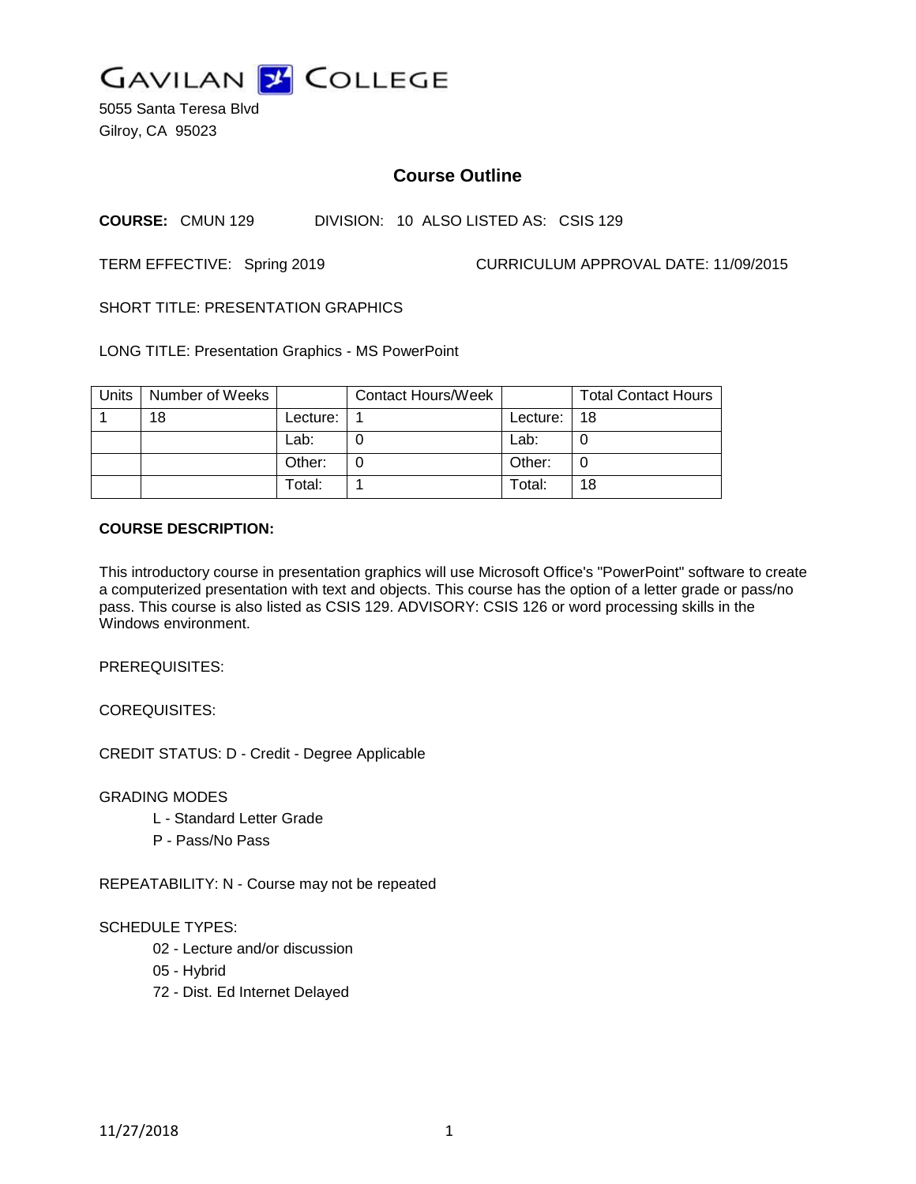# GAVILAN COLLEGE

5055 Santa Teresa Blvd
Gilroy, CA 95023

## Course Outline

**COURSE:** CMUN 129 DIVISION: 10 ALSO LISTED AS: CSIS 129

TERM EFFECTIVE: Spring 2019 CURRICULUM APPROVAL DATE: 11/09/2015

SHORT TITLE: PRESENTATION GRAPHICS

LONG TITLE: Presentation Graphics - MS PowerPoint

| Units | Number of Weeks | | Contact Hours/Week | | Total Contact Hours |
|---|---|---|---|---|---|
| 1 | 18 | Lecture: | 1 | Lecture: | 18 |
| | | Lab: | 0 | Lab: | 0 |
| | | Other: | 0 | Other: | 0 |
| | | Total: | 1 | Total: | 18 |

**COURSE DESCRIPTION:**

This introductory course in presentation graphics will use Microsoft Office's "PowerPoint" software to create a computerized presentation with text and objects. This course has the option of a letter grade or pass/no pass. This course is also listed as CSIS 129. ADVISORY: CSIS 126 or word processing skills in the Windows environment.

PREREQUISITES:

COREQUISITES:

CREDIT STATUS: D - Credit - Degree Applicable

GRADING MODES

- L - Standard Letter Grade
- P - Pass/No Pass

REPEATABILITY: N - Course may not be repeated

SCHEDULE TYPES:

- 02 - Lecture and/or discussion
- 05 - Hybrid
- 72 - Dist. Ed Internet Delayed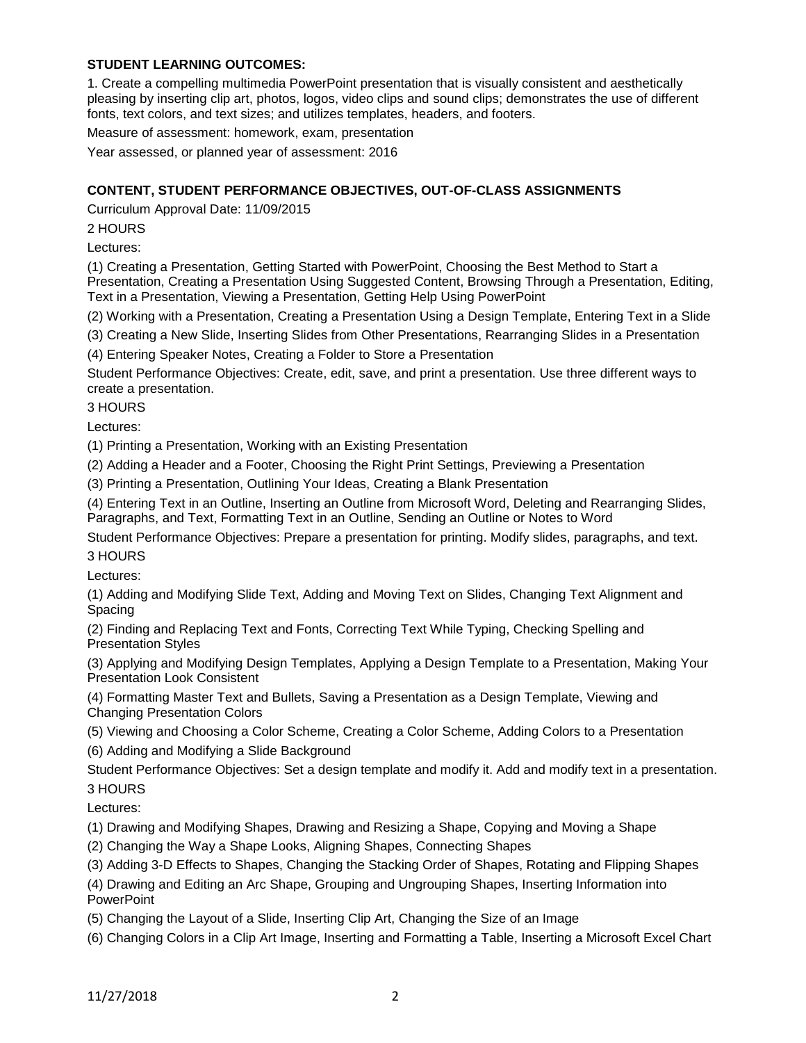**STUDENT LEARNING OUTCOMES:**

1. Create a compelling multimedia PowerPoint presentation that is visually consistent and aesthetically pleasing by inserting clip art, photos, logos, video clips and sound clips; demonstrates the use of different fonts, text colors, and text sizes; and utilizes templates, headers, and footers.

Measure of assessment: homework, exam, presentation

Year assessed, or planned year of assessment: 2016

**CONTENT, STUDENT PERFORMANCE OBJECTIVES, OUT-OF-CLASS ASSIGNMENTS**

Curriculum Approval Date: 11/09/2015

2 HOURS

Lectures:

(1) Creating a Presentation, Getting Started with PowerPoint, Choosing the Best Method to Start a Presentation, Creating a Presentation Using Suggested Content, Browsing Through a Presentation, Editing, Text in a Presentation, Viewing a Presentation, Getting Help Using PowerPoint

(2) Working with a Presentation, Creating a Presentation Using a Design Template, Entering Text in a Slide

(3) Creating a New Slide, Inserting Slides from Other Presentations, Rearranging Slides in a Presentation

(4) Entering Speaker Notes, Creating a Folder to Store a Presentation

Student Performance Objectives: Create, edit, save, and print a presentation. Use three different ways to create a presentation.

3 HOURS

Lectures:

(1) Printing a Presentation, Working with an Existing Presentation

(2) Adding a Header and a Footer, Choosing the Right Print Settings, Previewing a Presentation

(3) Printing a Presentation, Outlining Your Ideas, Creating a Blank Presentation

(4) Entering Text in an Outline, Inserting an Outline from Microsoft Word, Deleting and Rearranging Slides, Paragraphs, and Text, Formatting Text in an Outline, Sending an Outline or Notes to Word

Student Performance Objectives: Prepare a presentation for printing. Modify slides, paragraphs, and text.

3 HOURS

Lectures:

(1) Adding and Modifying Slide Text, Adding and Moving Text on Slides, Changing Text Alignment and Spacing

(2) Finding and Replacing Text and Fonts, Correcting Text While Typing, Checking Spelling and Presentation Styles

(3) Applying and Modifying Design Templates, Applying a Design Template to a Presentation, Making Your Presentation Look Consistent

(4) Formatting Master Text and Bullets, Saving a Presentation as a Design Template, Viewing and Changing Presentation Colors

(5) Viewing and Choosing a Color Scheme, Creating a Color Scheme, Adding Colors to a Presentation

(6) Adding and Modifying a Slide Background

Student Performance Objectives: Set a design template and modify it. Add and modify text in a presentation.

3 HOURS

Lectures:

(1) Drawing and Modifying Shapes, Drawing and Resizing a Shape, Copying and Moving a Shape

(2) Changing the Way a Shape Looks, Aligning Shapes, Connecting Shapes

(3) Adding 3-D Effects to Shapes, Changing the Stacking Order of Shapes, Rotating and Flipping Shapes

(4) Drawing and Editing an Arc Shape, Grouping and Ungrouping Shapes, Inserting Information into PowerPoint

(5) Changing the Layout of a Slide, Inserting Clip Art, Changing the Size of an Image

(6) Changing Colors in a Clip Art Image, Inserting and Formatting a Table, Inserting a Microsoft Excel Chart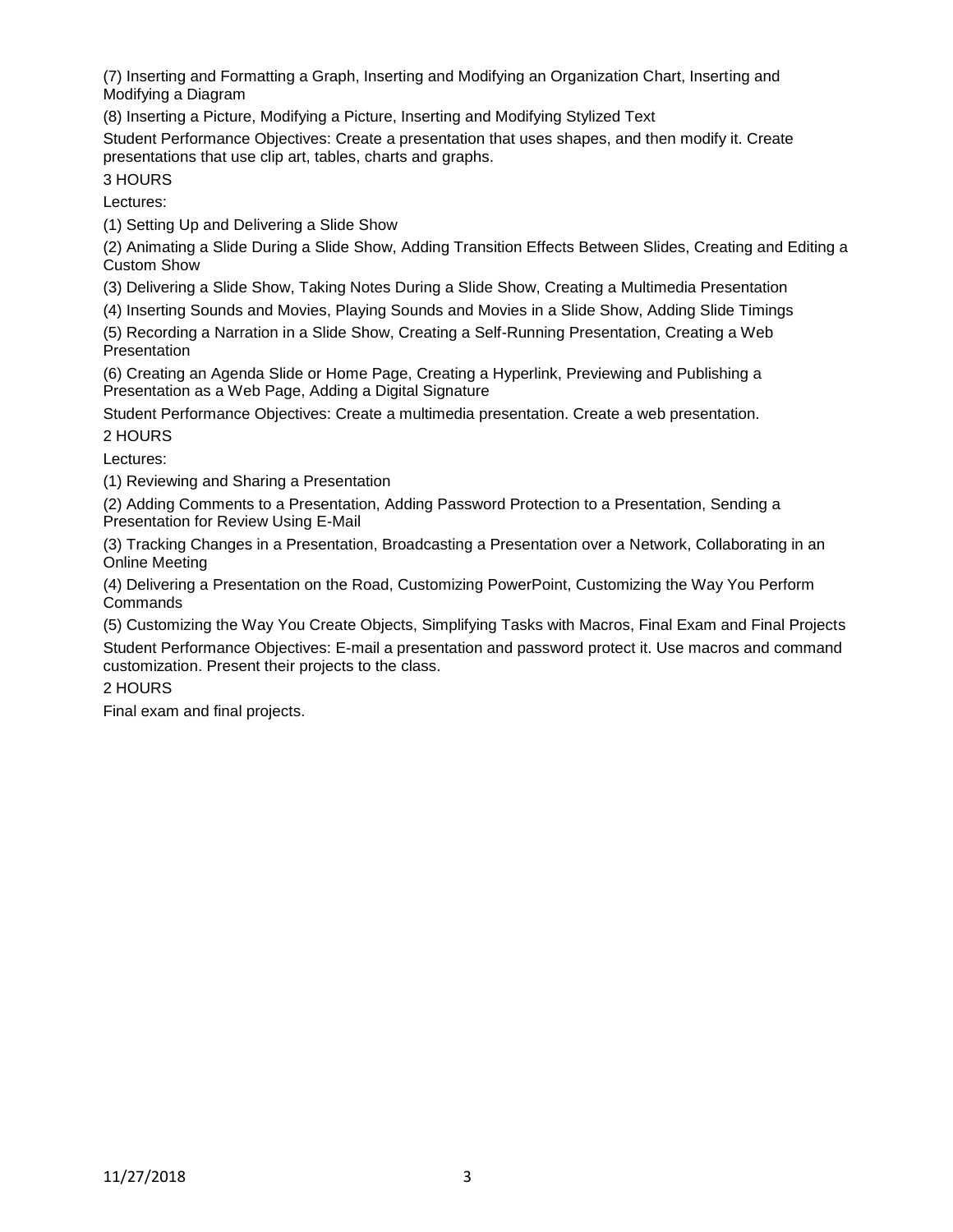(7) Inserting and Formatting a Graph, Inserting and Modifying an Organization Chart, Inserting and Modifying a Diagram

(8) Inserting a Picture, Modifying a Picture, Inserting and Modifying Stylized Text

Student Performance Objectives: Create a presentation that uses shapes, and then modify it. Create presentations that use clip art, tables, charts and graphs.

3 HOURS

Lectures:

(1) Setting Up and Delivering a Slide Show

(2) Animating a Slide During a Slide Show, Adding Transition Effects Between Slides, Creating and Editing a Custom Show

(3) Delivering a Slide Show, Taking Notes During a Slide Show, Creating a Multimedia Presentation

(4) Inserting Sounds and Movies, Playing Sounds and Movies in a Slide Show, Adding Slide Timings

(5) Recording a Narration in a Slide Show, Creating a Self-Running Presentation, Creating a Web Presentation

(6) Creating an Agenda Slide or Home Page, Creating a Hyperlink, Previewing and Publishing a Presentation as a Web Page, Adding a Digital Signature

Student Performance Objectives: Create a multimedia presentation. Create a web presentation.

2 HOURS

Lectures:

(1) Reviewing and Sharing a Presentation

(2) Adding Comments to a Presentation, Adding Password Protection to a Presentation, Sending a Presentation for Review Using E-Mail

(3) Tracking Changes in a Presentation, Broadcasting a Presentation over a Network, Collaborating in an Online Meeting

(4) Delivering a Presentation on the Road, Customizing PowerPoint, Customizing the Way You Perform Commands

(5) Customizing the Way You Create Objects, Simplifying Tasks with Macros, Final Exam and Final Projects

Student Performance Objectives: E-mail a presentation and password protect it. Use macros and command customization. Present their projects to the class.

2 HOURS

Final exam and final projects.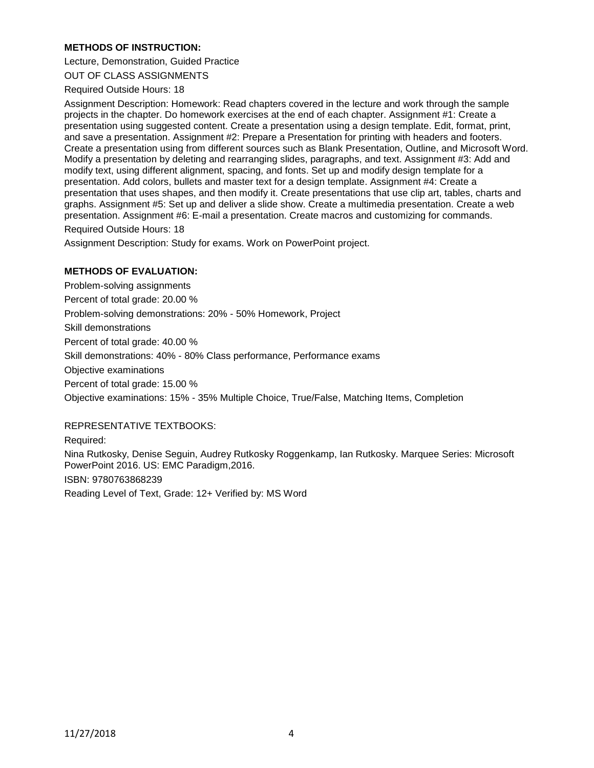**METHODS OF INSTRUCTION:**

Lecture, Demonstration, Guided Practice

OUT OF CLASS ASSIGNMENTS

Required Outside Hours: 18

Assignment Description: Homework: Read chapters covered in the lecture and work through the sample projects in the chapter. Do homework exercises at the end of each chapter. Assignment #1: Create a presentation using suggested content. Create a presentation using a design template. Edit, format, print, and save a presentation. Assignment #2: Prepare a Presentation for printing with headers and footers. Create a presentation using from different sources such as Blank Presentation, Outline, and Microsoft Word. Modify a presentation by deleting and rearranging slides, paragraphs, and text. Assignment #3: Add and modify text, using different alignment, spacing, and fonts. Set up and modify design template for a presentation. Add colors, bullets and master text for a design template. Assignment #4: Create a presentation that uses shapes, and then modify it. Create presentations that use clip art, tables, charts and graphs. Assignment #5: Set up and deliver a slide show. Create a multimedia presentation. Create a web presentation. Assignment #6: E-mail a presentation. Create macros and customizing for commands.

Required Outside Hours: 18

Assignment Description: Study for exams. Work on PowerPoint project.

**METHODS OF EVALUATION:**

Problem-solving assignments

Percent of total grade: 20.00 %

Problem-solving demonstrations: 20% - 50% Homework, Project

Skill demonstrations

Percent of total grade: 40.00 %

Skill demonstrations: 40% - 80% Class performance, Performance exams

Objective examinations

Percent of total grade: 15.00 %

Objective examinations: 15% - 35% Multiple Choice, True/False, Matching Items, Completion

REPRESENTATIVE TEXTBOOKS:

Required:

Nina Rutkosky, Denise Seguin, Audrey Rutkosky Roggenkamp, Ian Rutkosky. Marquee Series: Microsoft PowerPoint 2016. US: EMC Paradigm,2016.

ISBN: 9780763868239

Reading Level of Text, Grade: 12+ Verified by: MS Word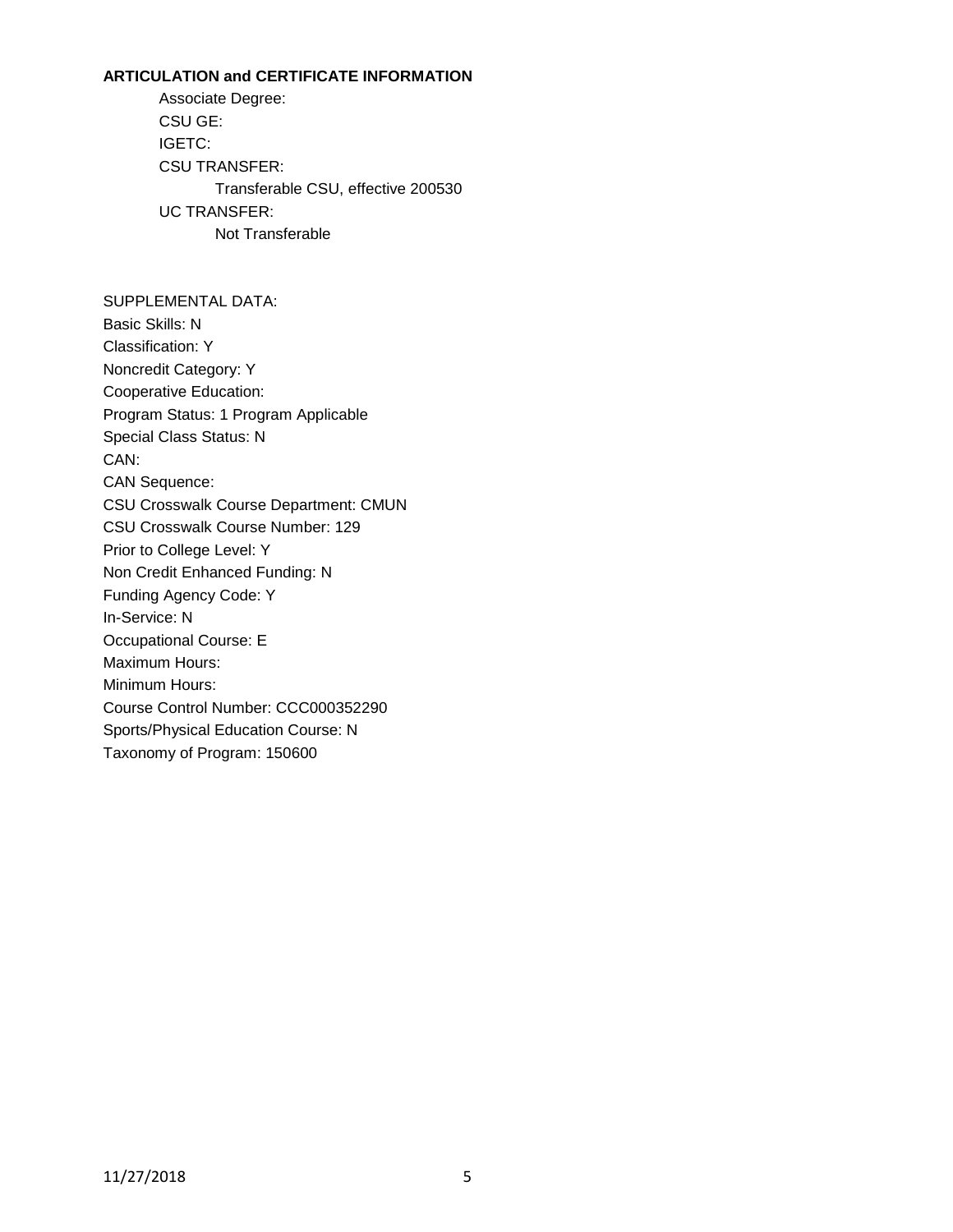**ARTICULATION and CERTIFICATE INFORMATION**

Associate Degree:

CSU GE:

IGETC:

CSU TRANSFER:

Transferable CSU, effective 200530

UC TRANSFER:

Not Transferable

SUPPLEMENTAL DATA:

Basic Skills: N

Classification: Y

Noncredit Category: Y

Cooperative Education:

Program Status: 1 Program Applicable

Special Class Status: N

CAN:

CAN Sequence:

CSU Crosswalk Course Department: CMUN

CSU Crosswalk Course Number: 129

Prior to College Level: Y

Non Credit Enhanced Funding: N

Funding Agency Code: Y

In-Service: N

Occupational Course: E

Maximum Hours:

Minimum Hours:

Course Control Number: CCC000352290

Sports/Physical Education Course: N

Taxonomy of Program: 150600